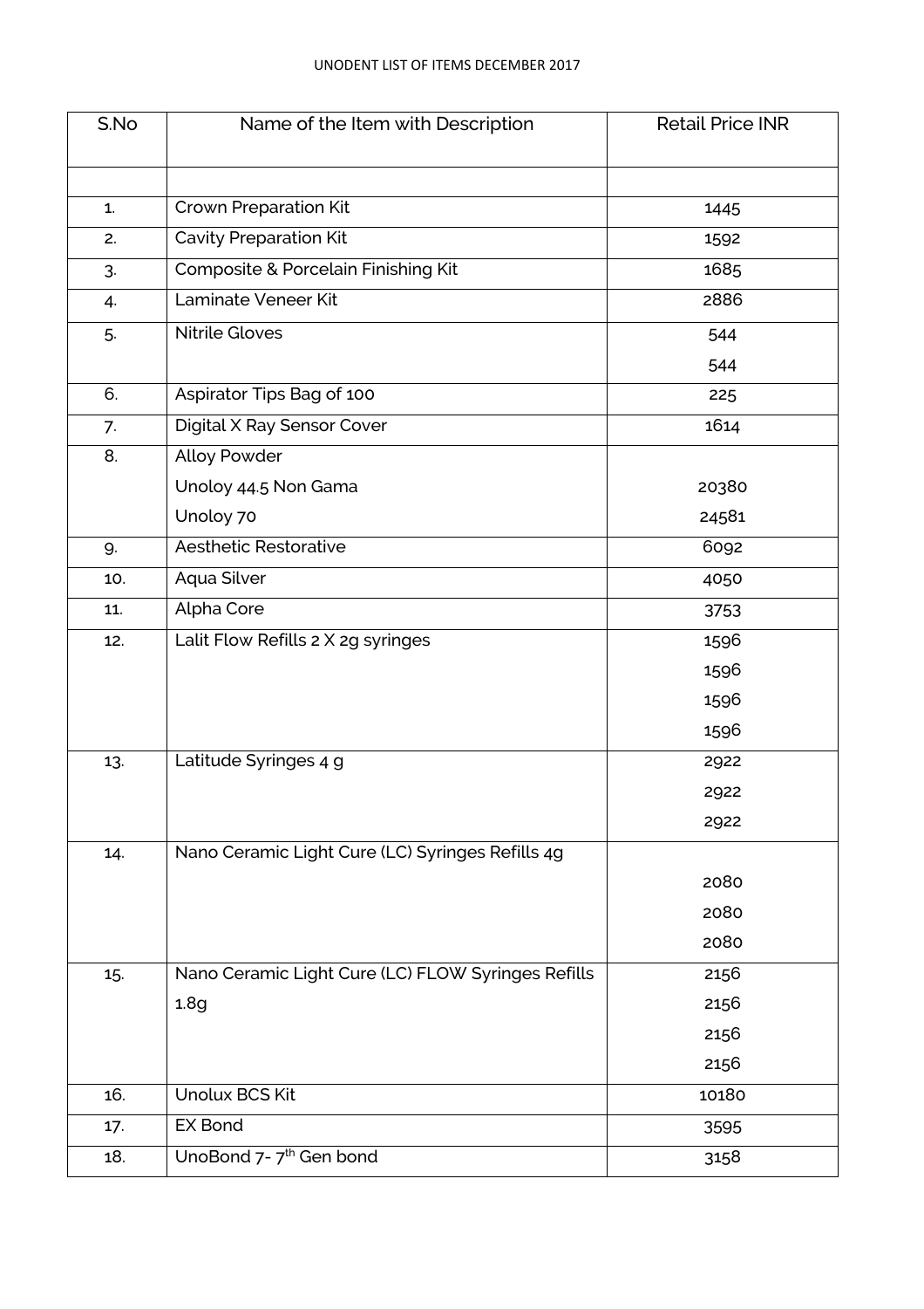UNODENT LIST OF ITEMS DECEMBER 2017

| S.No | Name of the Item with Description | Retail Price INR |
|---|---|---|
| | | |
| 1. | Crown Preparation Kit | 1445 |
| 2. | Cavity Preparation Kit | 1592 |
| 3. | Composite & Porcelain Finishing Kit | 1685 |
| 4. | Laminate Veneer Kit | 2886 |
| 5. | Nitrile Gloves | 544<br>544 |
| 6. | Aspirator Tips Bag of 100 | 225 |
| 7. | Digital X Ray Sensor Cover | 1614 |
| 8. | Alloy Powder<br>Unoloy 44.5 Non Gama<br>Unoloy 70 | <br>20380<br>24581 |
| 9. | Aesthetic Restorative | 6092 |
| 10. | Aqua Silver | 4050 |
| 11. | Alpha Core | 3753 |
| 12. | Lalit Flow Refills 2 X 2g syringes | 1596<br>1596<br>1596<br>1596 |
| 13. | Latitude Syringes 4 g | 2922<br>2922<br>2922 |
| 14. | Nano Ceramic Light Cure (LC) Syringes Refills 4g | <br>2080<br>2080<br>2080 |
| 15. | Nano Ceramic Light Cure (LC) FLOW Syringes Refills 1.8g | 2156<br>2156<br>2156<br>2156 |
| 16. | Unolux BCS Kit | 10180 |
| 17. | EX Bond | 3595 |
| 18. | UnoBond 7- 7th Gen bond | 3158 |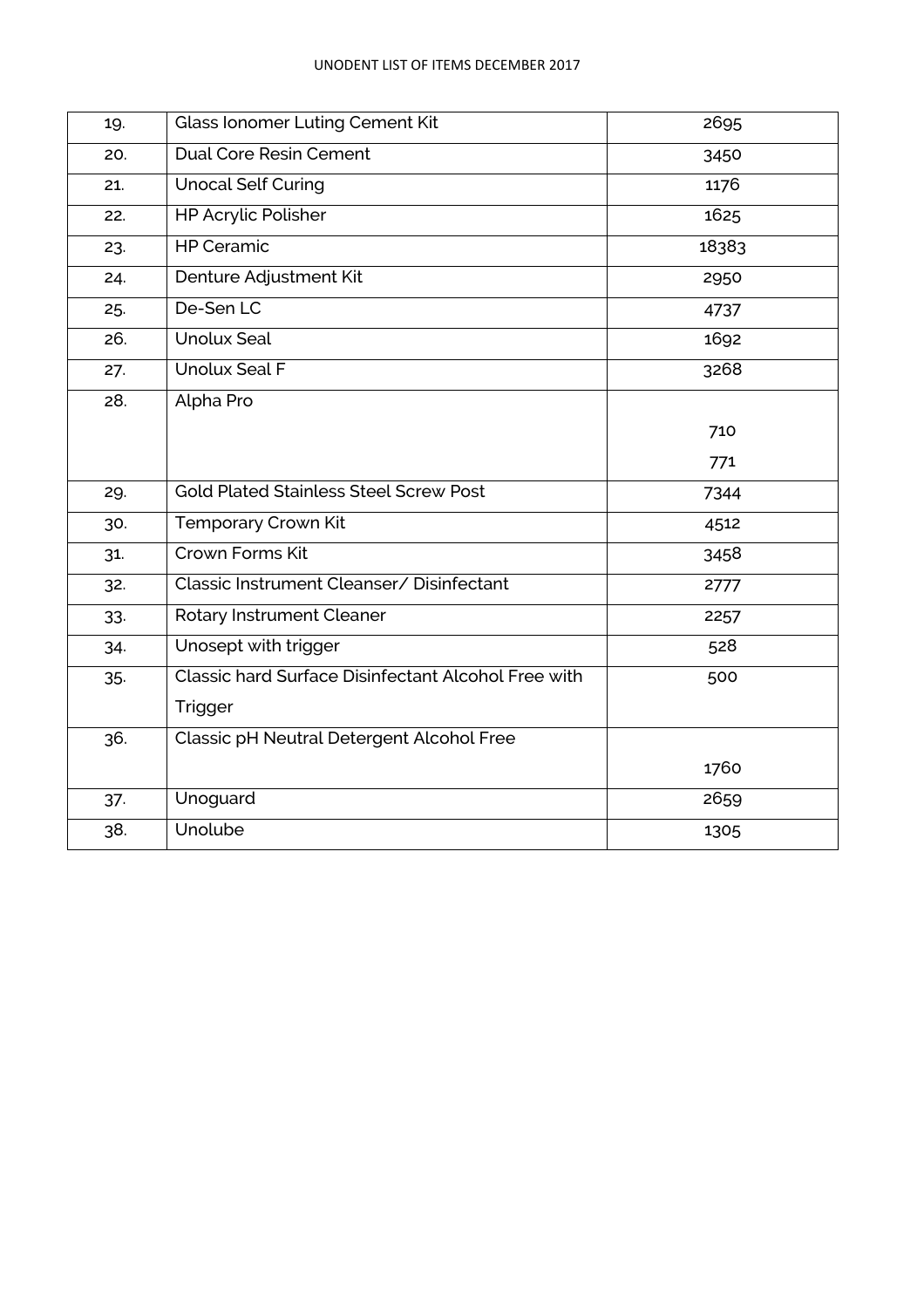| | | |
|---|---|---|
| 19. | Glass Ionomer Luting Cement Kit | 2695 |
| 20. | Dual Core Resin Cement | 3450 |
| 21. | Unocal Self Curing | 1176 |
| 22. | HP Acrylic Polisher | 1625 |
| 23. | HP Ceramic | 18383 |
| 24. | Denture Adjustment Kit | 2950 |
| 25. | De-Sen LC | 4737 |
| 26. | Unolux Seal | 1692 |
| 27. | Unolux Seal F | 3268 |
| 28. | Alpha Pro | 710<br>771 |
| 29. | Gold Plated Stainless Steel Screw Post | 7344 |
| 30. | Temporary Crown Kit | 4512 |
| 31. | Crown Forms Kit | 3458 |
| 32. | Classic Instrument Cleanser/ Disinfectant | 2777 |
| 33. | Rotary Instrument Cleaner | 2257 |
| 34. | Unosept with trigger | 528 |
| 35. | Classic hard Surface Disinfectant Alcohol Free with Trigger | 500 |
| 36. | Classic pH Neutral Detergent Alcohol Free | 1760 |
| 37. | Unoguard | 2659 |
| 38. | Unolube | 1305 |